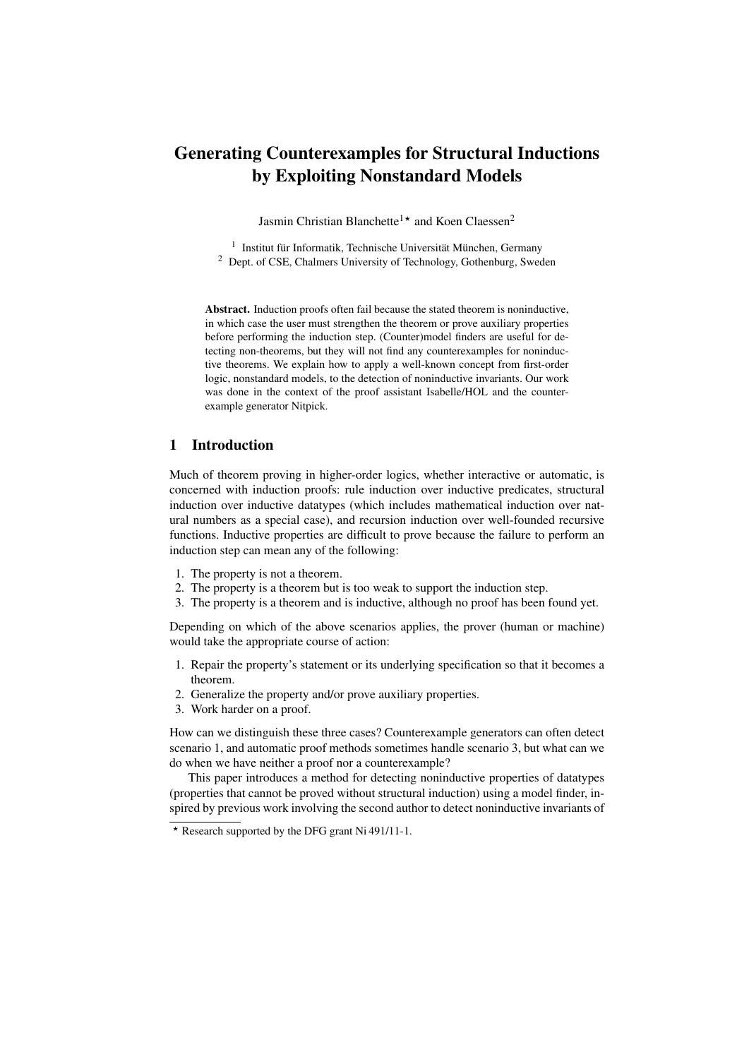# Generating Counterexamples for Structural Inductions by Exploiting Nonstandard Models

Jasmin Christian Blanchette[1]⋆ and Koen Claessen[2]

[1] Institut für Informatik, Technische Universität München, Germany
[2] Dept. of CSE, Chalmers University of Technology, Gothenburg, Sweden

**Abstract.** Induction proofs often fail because the stated theorem is noninductive, in which case the user must strengthen the theorem or prove auxiliary properties before performing the induction step. (Counter)model finders are useful for detecting non-theorems, but they will not find any counterexamples for noninductive theorems. We explain how to apply a well-known concept from first-order logic, nonstandard models, to the detection of noninductive invariants. Our work was done in the context of the proof assistant Isabelle/HOL and the counterexample generator Nitpick.

## 1 Introduction

Much of theorem proving in higher-order logics, whether interactive or automatic, is concerned with induction proofs: rule induction over inductive predicates, structural induction over inductive datatypes (which includes mathematical induction over natural numbers as a special case), and recursion induction over well-founded recursive functions. Inductive properties are difficult to prove because the failure to perform an induction step can mean any of the following:

1. The property is not a theorem.
2. The property is a theorem but is too weak to support the induction step.
3. The property is a theorem and is inductive, although no proof has been found yet.

Depending on which of the above scenarios applies, the prover (human or machine) would take the appropriate course of action:

1. Repair the property's statement or its underlying specification so that it becomes a theorem.
2. Generalize the property and/or prove auxiliary properties.
3. Work harder on a proof.

How can we distinguish these three cases? Counterexample generators can often detect scenario 1, and automatic proof methods sometimes handle scenario 3, but what can we do when we have neither a proof nor a counterexample?

This paper introduces a method for detecting noninductive properties of datatypes (properties that cannot be proved without structural induction) using a model finder, inspired by previous work involving the second author to detect noninductive invariants of

⋆ Research supported by the DFG grant Ni 491/11-1.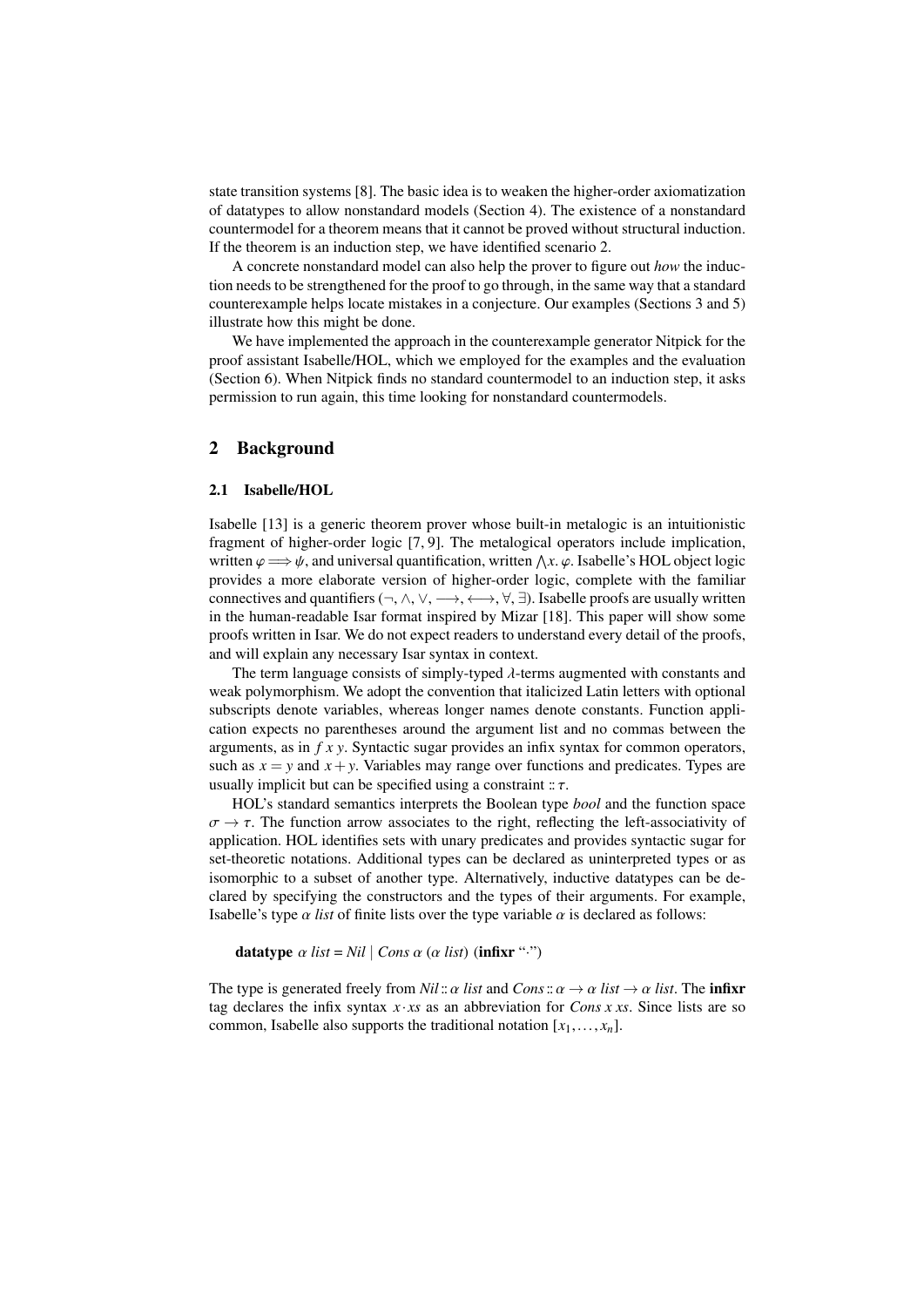state transition systems [8]. The basic idea is to weaken the higher-order axiomatization of datatypes to allow nonstandard models (Section 4). The existence of a nonstandard countermodel for a theorem means that it cannot be proved without structural induction. If the theorem is an induction step, we have identified scenario 2.

A concrete nonstandard model can also help the prover to figure out *how* the induction needs to be strengthened for the proof to go through, in the same way that a standard counterexample helps locate mistakes in a conjecture. Our examples (Sections 3 and 5) illustrate how this might be done.

We have implemented the approach in the counterexample generator Nitpick for the proof assistant Isabelle/HOL, which we employed for the examples and the evaluation (Section 6). When Nitpick finds no standard countermodel to an induction step, it asks permission to run again, this time looking for nonstandard countermodels.

## 2 Background

### 2.1 Isabelle/HOL

Isabelle [13] is a generic theorem prover whose built-in metalogic is an intuitionistic fragment of higher-order logic [7, 9]. The metalogical operators include implication, written $\varphi \Longrightarrow \psi$, and universal quantification, written $\bigwedge x.\ \varphi$. Isabelle's HOL object logic provides a more elaborate version of higher-order logic, complete with the familiar connectives and quantifiers ($\neg$, $\wedge$, $\vee$, $\longrightarrow$, $\longleftrightarrow$, $\forall$, $\exists$). Isabelle proofs are usually written in the human-readable Isar format inspired by Mizar [18]. This paper will show some proofs written in Isar. We do not expect readers to understand every detail of the proofs, and will explain any necessary Isar syntax in context.

The term language consists of simply-typed $\lambda$-terms augmented with constants and weak polymorphism. We adopt the convention that italicized Latin letters with optional subscripts denote variables, whereas longer names denote constants. Function application expects no parentheses around the argument list and no commas between the arguments, as in $f\ x\ y$. Syntactic sugar provides an infix syntax for common operators, such as $x = y$ and $x + y$. Variables may range over functions and predicates. Types are usually implicit but can be specified using a constraint $:: \tau$.

HOL's standard semantics interprets the Boolean type *bool* and the function space $\sigma \to \tau$. The function arrow associates to the right, reflecting the left-associativity of application. HOL identifies sets with unary predicates and provides syntactic sugar for set-theoretic notations. Additional types can be declared as uninterpreted types or as isomorphic to a subset of another type. Alternatively, inductive datatypes can be declared by specifying the constructors and the types of their arguments. For example, Isabelle's type $\alpha$ *list* of finite lists over the type variable $\alpha$ is declared as follows:

**datatype** $\alpha$ *list* = *Nil* | *Cons* $\alpha$ ($\alpha$ *list*) (**infixr** "$\cdot$")

The type is generated freely from $\mathit{Nil} :: \alpha\ \mathit{list}$ and $\mathit{Cons} :: \alpha \to \alpha\ \mathit{list} \to \alpha\ \mathit{list}$. The **infixr** tag declares the infix syntax $x \cdot xs$ as an abbreviation for *Cons x xs*. Since lists are so common, Isabelle also supports the traditional notation $[x_1, \ldots, x_n]$.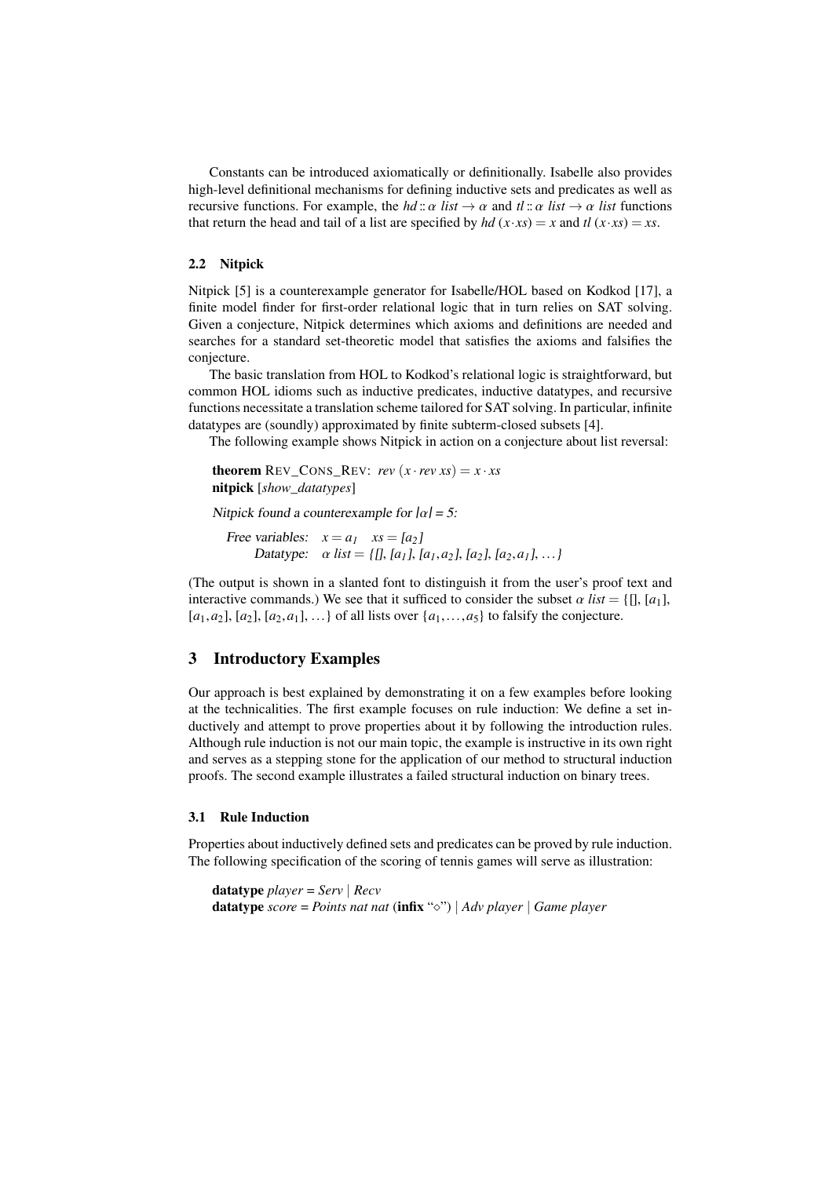Constants can be introduced axiomatically or definitionally. Isabelle also provides high-level definitional mechanisms for defining inductive sets and predicates as well as recursive functions. For example, the $hd :: \alpha\ list \rightarrow \alpha$ and $tl :: \alpha\ list \rightarrow \alpha\ list$ functions that return the head and tail of a list are specified by $hd\ (x \cdot xs) = x$ and $tl\ (x \cdot xs) = xs$.

### 2.2 Nitpick

Nitpick [5] is a counterexample generator for Isabelle/HOL based on Kodkod [17], a finite model finder for first-order relational logic that in turn relies on SAT solving. Given a conjecture, Nitpick determines which axioms and definitions are needed and searches for a standard set-theoretic model that satisfies the axioms and falsifies the conjecture.

The basic translation from HOL to Kodkod's relational logic is straightforward, but common HOL idioms such as inductive predicates, inductive datatypes, and recursive functions necessitate a translation scheme tailored for SAT solving. In particular, infinite datatypes are (soundly) approximated by finite subterm-closed subsets [4].

The following example shows Nitpick in action on a conjecture about list reversal:

**theorem** REV_CONS_REV: $rev\ (x \cdot rev\ xs) = x \cdot xs$
**nitpick** [*show_datatypes*]

*Nitpick found a counterexample for* $|\alpha| = 5$*:*

*Free variables:* $x = a_1 \quad xs = [a_2]$
*Datatype:* $\alpha\ list = \{[], [a_1], [a_1, a_2], [a_2], [a_2, a_1], \ldots\}$

(The output is shown in a slanted font to distinguish it from the user's proof text and interactive commands.) We see that it sufficed to consider the subset $\alpha\ list = \{[], [a_1], [a_1, a_2], [a_2], [a_2, a_1], \ldots\}$ of all lists over $\{a_1, \ldots, a_5\}$ to falsify the conjecture.

## 3 Introductory Examples

Our approach is best explained by demonstrating it on a few examples before looking at the technicalities. The first example focuses on rule induction: We define a set inductively and attempt to prove properties about it by following the introduction rules. Although rule induction is not our main topic, the example is instructive in its own right and serves as a stepping stone for the application of our method to structural induction proofs. The second example illustrates a failed structural induction on binary trees.

### 3.1 Rule Induction

Properties about inductively defined sets and predicates can be proved by rule induction. The following specification of the scoring of tennis games will serve as illustration:

**datatype** *player* = *Serv* | *Recv*
**datatype** *score* = *Points nat nat* (**infix** "$\diamond$") | *Adv player* | *Game player*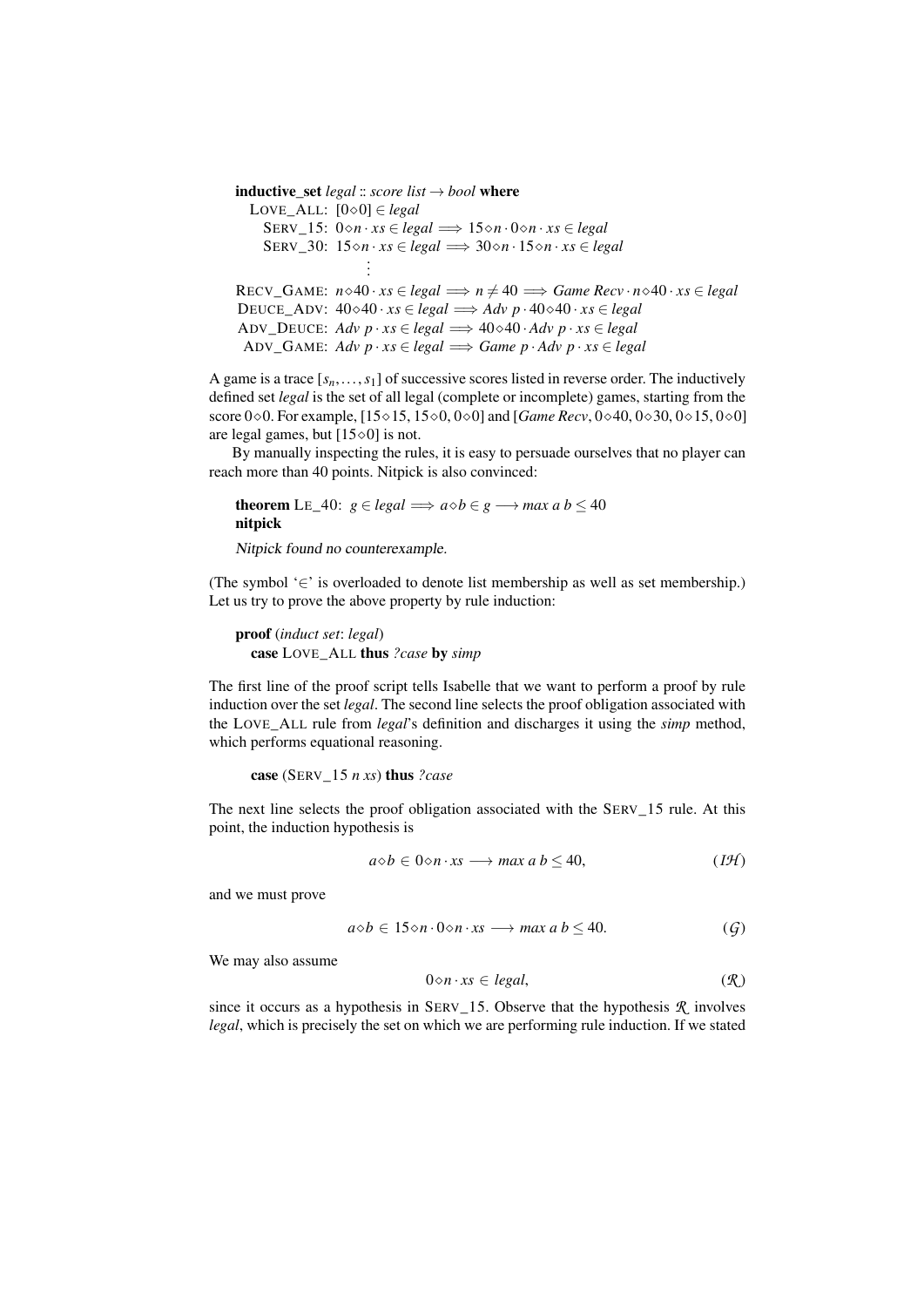**inductive_set** *legal* :: *score list* → *bool* **where**
  LOVE_ALL: $[0\diamond 0] \in legal$
  SERV_15: $0\diamond n \cdot xs \in legal \Longrightarrow 15\diamond n \cdot 0\diamond n \cdot xs \in legal$
  SERV_30: $15\diamond n \cdot xs \in legal \Longrightarrow 30\diamond n \cdot 15\diamond n \cdot xs \in legal$
  ⋮
  RECV_GAME: $n\diamond 40 \cdot xs \in legal \Longrightarrow n \neq 40 \Longrightarrow Game\ Recv \cdot n\diamond 40 \cdot xs \in legal$
  DEUCE_ADV: $40\diamond 40 \cdot xs \in legal \Longrightarrow Adv\ p \cdot 40\diamond 40 \cdot xs \in legal$
  ADV_DEUCE: $Adv\ p \cdot xs \in legal \Longrightarrow 40\diamond 40 \cdot Adv\ p \cdot xs \in legal$
  ADV_GAME: $Adv\ p \cdot xs \in legal \Longrightarrow Game\ p \cdot Adv\ p \cdot xs \in legal$

A game is a trace $[s_n, \ldots, s_1]$ of successive scores listed in reverse order. The inductively defined set *legal* is the set of all legal (complete or incomplete) games, starting from the score $0\diamond 0$. For example, $[15\diamond 15, 15\diamond 0, 0\diamond 0]$ and $[Game\ Recv, 0\diamond 40, 0\diamond 30, 0\diamond 15, 0\diamond 0]$ are legal games, but $[15\diamond 0]$ is not.

By manually inspecting the rules, it is easy to persuade ourselves that no player can reach more than 40 points. Nitpick is also convinced:

**theorem** LE_40: $g \in legal \Longrightarrow a\diamond b \in g \longrightarrow max\ a\ b \leq 40$
**nitpick**

*Nitpick found no counterexample.*

(The symbol '∈' is overloaded to denote list membership as well as set membership.) Let us try to prove the above property by rule induction:

**proof** (*induct set*: *legal*)
  **case** LOVE_ALL **thus** *?case* **by** *simp*

The first line of the proof script tells Isabelle that we want to perform a proof by rule induction over the set *legal*. The second line selects the proof obligation associated with the LOVE_ALL rule from *legal*'s definition and discharges it using the *simp* method, which performs equational reasoning.

  **case** (SERV_15 *n xs*) **thus** *?case*

The next line selects the proof obligation associated with the SERV_15 rule. At this point, the induction hypothesis is

$$a\diamond b \in 0\diamond n \cdot xs \longrightarrow max\ a\ b \leq 40, \qquad (\mathcal{IH})$$

and we must prove

$$a\diamond b \in 15\diamond n \cdot 0\diamond n \cdot xs \longrightarrow max\ a\ b \leq 40. \qquad (\mathcal{G})$$

We may also assume

$$0\diamond n \cdot xs \in legal, \qquad (\mathcal{R})$$

since it occurs as a hypothesis in SERV_15. Observe that the hypothesis $\mathcal{R}$ involves *legal*, which is precisely the set on which we are performing rule induction. If we stated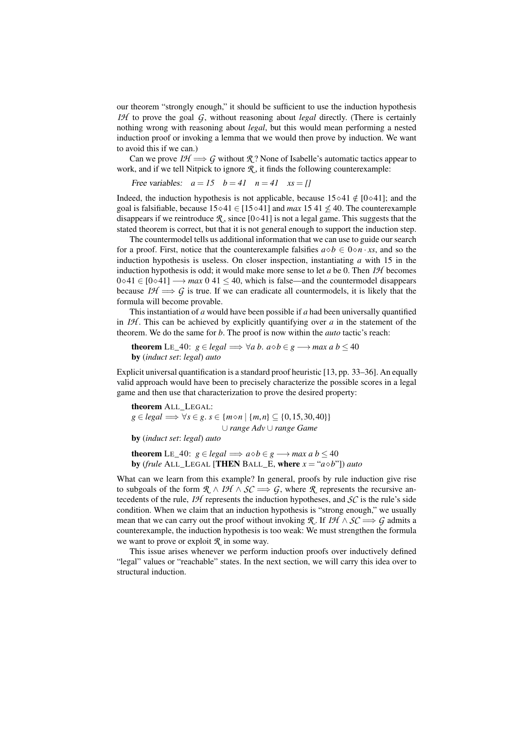our theorem "strongly enough," it should be sufficient to use the induction hypothesis $\mathcal{IH}$ to prove the goal $\mathcal{G}$, without reasoning about *legal* directly. (There is certainly nothing wrong with reasoning about *legal*, but this would mean performing a nested induction proof or invoking a lemma that we would then prove by induction. We want to avoid this if we can.)

Can we prove $\mathcal{IH} \Longrightarrow \mathcal{G}$ without $\mathcal{R}$? None of Isabelle's automatic tactics appear to work, and if we tell Nitpick to ignore $\mathcal{R}$, it finds the following counterexample:

Free variables: $a = 15 \quad b = 41 \quad n = 41 \quad xs = []$

Indeed, the induction hypothesis is not applicable, because $15\diamond 41 \notin [0\diamond 41]$; and the goal is falsifiable, because $15\diamond 41 \in [15\diamond 41]$ and $max\ 15\ 41 \not\leq 40$. The counterexample disappears if we reintroduce $\mathcal{R}$, since $[0\diamond 41]$ is not a legal game. This suggests that the stated theorem is correct, but that it is not general enough to support the induction step.

The countermodel tells us additional information that we can use to guide our search for a proof. First, notice that the counterexample falsifies $a\diamond b \in 0\diamond n \cdot xs$, and so the induction hypothesis is useless. On closer inspection, instantiating $a$ with 15 in the induction hypothesis is odd; it would make more sense to let $a$ be 0. Then $\mathcal{IH}$ becomes $0\diamond 41 \in [0\diamond 41] \longrightarrow max\ 0\ 41 \leq 40$, which is false—and the countermodel disappears because $\mathcal{IH} \Longrightarrow \mathcal{G}$ is true. If we can eradicate all countermodels, it is likely that the formula will become provable.

This instantiation of $a$ would have been possible if $a$ had been universally quantified in $\mathcal{IH}$. This can be achieved by explicitly quantifying over $a$ in the statement of the theorem. We do the same for $b$. The proof is now within the *auto* tactic's reach:

**theorem** LE_40: $g \in legal \Longrightarrow \forall a\ b.\ a\diamond b \in g \longrightarrow max\ a\ b \leq 40$
**by** (*induct set*: *legal*) *auto*

Explicit universal quantification is a standard proof heuristic [13, pp. 33–36]. An equally valid approach would have been to precisely characterize the possible scores in a legal game and then use that characterization to prove the desired property:

**theorem** ALL_LEGAL:
$g \in legal \Longrightarrow \forall s \in g.\ s \in \{m\diamond n \mid \{m,n\} \subseteq \{0,15,30,40\}\}$
$\cup\ range\ Adv \cup range\ Game$
**by** (*induct set*: *legal*) *auto*

**theorem** LE_40: $g \in legal \Longrightarrow a\diamond b \in g \longrightarrow max\ a\ b \leq 40$
**by** (*frule* ALL_LEGAL [**THEN** BALL_E, **where** $x =$ "$a\diamond b$"]) *auto*

What can we learn from this example? In general, proofs by rule induction give rise to subgoals of the form $\mathcal{R} \wedge \mathcal{IH} \wedge \mathcal{SC} \Longrightarrow \mathcal{G}$, where $\mathcal{R}$ represents the recursive antecedents of the rule, $\mathcal{IH}$ represents the induction hypotheses, and $\mathcal{SC}$ is the rule's side condition. When we claim that an induction hypothesis is "strong enough," we usually mean that we can carry out the proof without invoking $\mathcal{R}$. If $\mathcal{IH} \wedge \mathcal{SC} \Longrightarrow \mathcal{G}$ admits a counterexample, the induction hypothesis is too weak: We must strengthen the formula we want to prove or exploit $\mathcal{R}$ in some way.

This issue arises whenever we perform induction proofs over inductively defined "legal" values or "reachable" states. In the next section, we will carry this idea over to structural induction.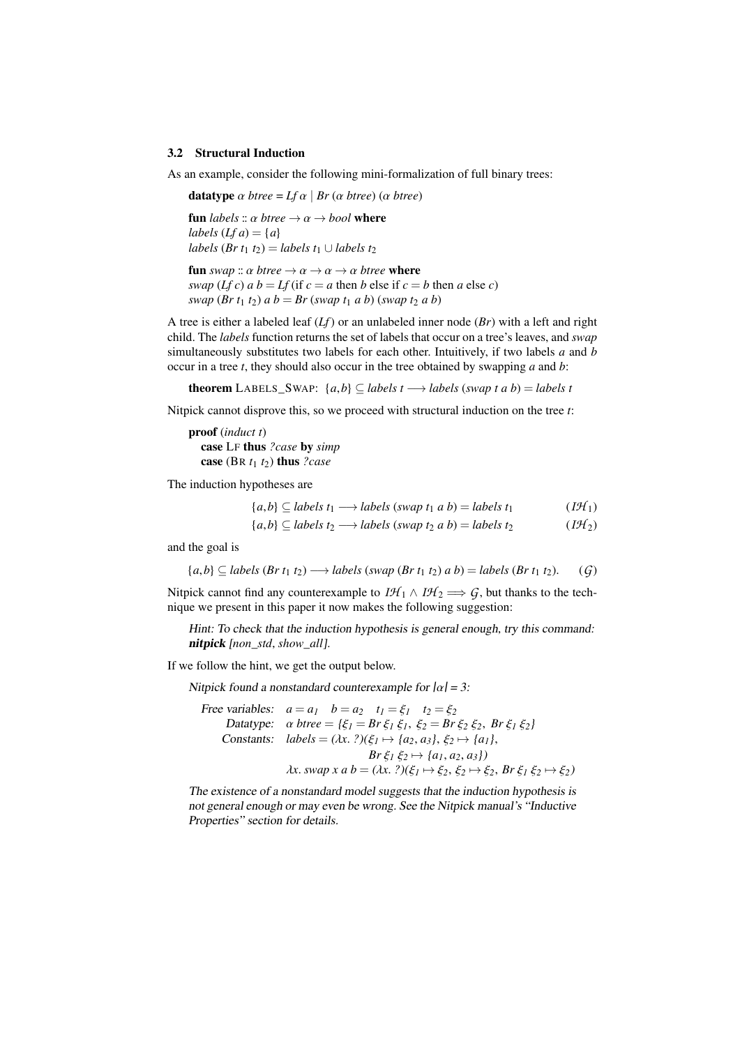### 3.2 Structural Induction

As an example, consider the following mini-formalization of full binary trees:

**datatype** $\alpha$ *btree* = *Lf* $\alpha$ | *Br* ($\alpha$ *btree*) ($\alpha$ *btree*)

**fun** *labels* :: $\alpha$ *btree* $\rightarrow \alpha \rightarrow$ *bool* **where**
*labels* (*Lf a*) $= \{a\}$
*labels* (*Br* $t_1$ $t_2$) $=$ *labels* $t_1 \cup$ *labels* $t_2$

**fun** *swap* :: $\alpha$ *btree* $\rightarrow \alpha \rightarrow \alpha \rightarrow \alpha$ *btree* **where**
*swap* (*Lf c*) *a b* = *Lf* (if $c = a$ then $b$ else if $c = b$ then $a$ else $c$)
*swap* (*Br* $t_1$ $t_2$) *a b* = *Br* (*swap* $t_1$ *a b*) (*swap* $t_2$ *a b*)

A tree is either a labeled leaf (*Lf*) or an unlabeled inner node (*Br*) with a left and right child. The *labels* function returns the set of labels that occur on a tree's leaves, and *swap* simultaneously substitutes two labels for each other. Intuitively, if two labels *a* and *b* occur in a tree *t*, they should also occur in the tree obtained by swapping *a* and *b*:

**theorem** LABELS_SWAP: $\{a,b\} \subseteq$ *labels t* $\longrightarrow$ *labels* (*swap t a b*) = *labels t*

Nitpick cannot disprove this, so we proceed with structural induction on the tree *t*:

**proof** (*induct t*)
  **case** LF **thus** *?case* **by** *simp*
  **case** (BR $t_1$ $t_2$) **thus** *?case*

The induction hypotheses are

$$\{a,b\} \subseteq \textit{labels}\ t_1 \longrightarrow \textit{labels}\ (\textit{swap}\ t_1\ a\ b) = \textit{labels}\ t_1 \qquad (\mathcal{IH}_1)$$

$$\{a,b\} \subseteq \textit{labels}\ t_2 \longrightarrow \textit{labels}\ (\textit{swap}\ t_2\ a\ b) = \textit{labels}\ t_2 \qquad (\mathcal{IH}_2)$$

and the goal is

$$\{a,b\} \subseteq \textit{labels}\ (\textit{Br}\ t_1\ t_2) \longrightarrow \textit{labels}\ (\textit{swap}\ (\textit{Br}\ t_1\ t_2)\ a\ b) = \textit{labels}\ (\textit{Br}\ t_1\ t_2). \qquad (\mathcal{G})$$

Nitpick cannot find any counterexample to $\mathcal{IH}_1 \wedge \mathcal{IH}_2 \Longrightarrow \mathcal{G}$, but thanks to the technique we present in this paper it now makes the following suggestion:

> Hint: To check that the induction hypothesis is general enough, try this command: **nitpick** [non_std, show_all].

If we follow the hint, we get the output below.

> Nitpick found a nonstandard counterexample for $|\alpha| = 3$:
>
> Free variables: $a = a_1 \quad b = a_2 \quad t_1 = \xi_1 \quad t_2 = \xi_2$
> Datatype: $\alpha$ *btree* $= \{\xi_1 = \textit{Br}\ \xi_1\ \xi_1,\ \xi_2 = \textit{Br}\ \xi_2\ \xi_2,\ \textit{Br}\ \xi_1\ \xi_2\}$
> Constants: *labels* $= (\lambda x.\ ?)(\xi_1 \mapsto \{a_2, a_3\},\ \xi_2 \mapsto \{a_1\},$
> $\qquad \textit{Br}\ \xi_1\ \xi_2 \mapsto \{a_1, a_2, a_3\})$
> $\lambda x.\ \textit{swap}\ x\ a\ b = (\lambda x.\ ?)(\xi_1 \mapsto \xi_2,\ \xi_2 \mapsto \xi_2,\ \textit{Br}\ \xi_1\ \xi_2 \mapsto \xi_2)$
>
> The existence of a nonstandard model suggests that the induction hypothesis is not general enough or may even be wrong. See the Nitpick manual's "Inductive Properties" section for details.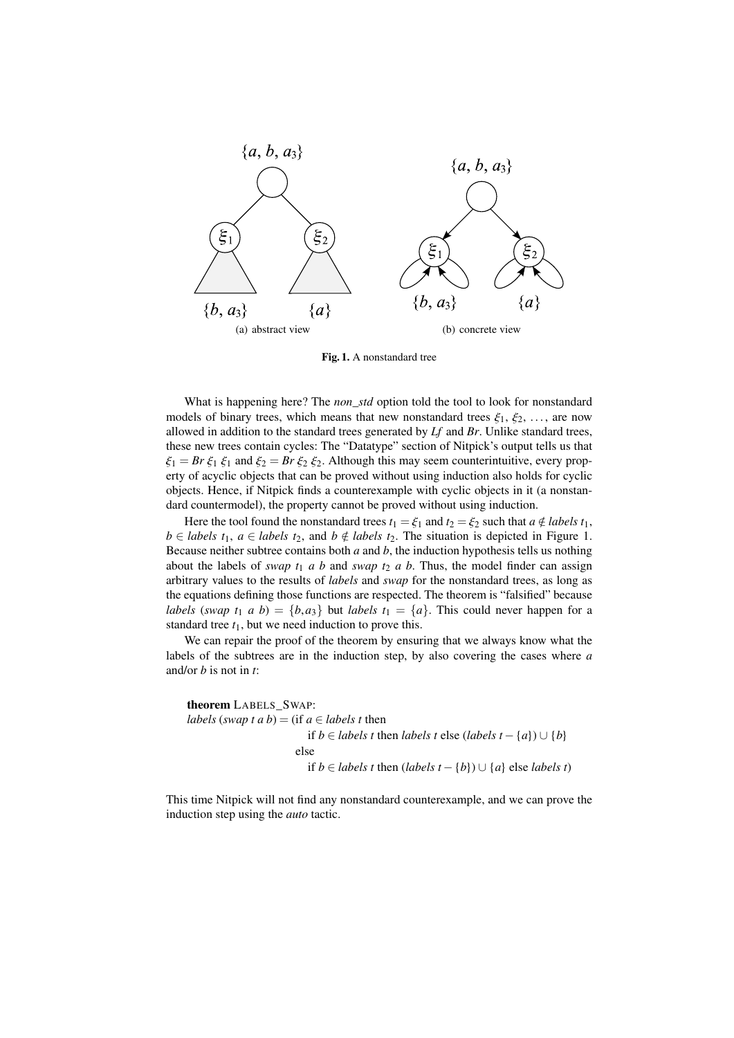Fig. 1. A nonstandard tree

What is happening here? The *non_std* option told the tool to look for nonstandard models of binary trees, which means that new nonstandard trees $\xi_1, \xi_2, \ldots,$ are now allowed in addition to the standard trees generated by *Lf* and *Br*. Unlike standard trees, these new trees contain cycles: The "Datatype" section of Nitpick's output tells us that $\xi_1 = Br\ \xi_1\ \xi_1$ and $\xi_2 = Br\ \xi_2\ \xi_2$. Although this may seem counterintuitive, every property of acyclic objects that can be proved without using induction also holds for cyclic objects. Hence, if Nitpick finds a counterexample with cyclic objects in it (a nonstandard countermodel), the property cannot be proved without using induction.

Here the tool found the nonstandard trees $t_1 = \xi_1$ and $t_2 = \xi_2$ such that $a \notin labels\ t_1$, $b \in labels\ t_1$, $a \in labels\ t_2$, and $b \notin labels\ t_2$. The situation is depicted in Figure 1. Because neither subtree contains both $a$ and $b$, the induction hypothesis tells us nothing about the labels of $swap\ t_1\ a\ b$ and $swap\ t_2\ a\ b$. Thus, the model finder can assign arbitrary values to the results of *labels* and *swap* for the nonstandard trees, as long as the equations defining those functions are respected. The theorem is "falsified" because $labels\ (swap\ t_1\ a\ b) = \{b, a_3\}$ but $labels\ t_1 = \{a\}$. This could never happen for a standard tree $t_1$, but we need induction to prove this.

We can repair the proof of the theorem by ensuring that we always know what the labels of the subtrees are in the induction step, by also covering the cases where $a$ and/or $b$ is not in $t$:

**theorem** LABELS_SWAP:

$$
\begin{aligned}
labels\,(swap\ t\ a\ b) = (&\text{if } a \in labels\ t \text{ then}\\
&\quad \text{if } b \in labels\ t \text{ then } labels\ t \text{ else } (labels\ t - \{a\}) \cup \{b\}\\
&\text{else}\\
&\quad \text{if } b \in labels\ t \text{ then } (labels\ t - \{b\}) \cup \{a\} \text{ else } labels\ t)
\end{aligned}
$$

This time Nitpick will not find any nonstandard counterexample, and we can prove the induction step using the *auto* tactic.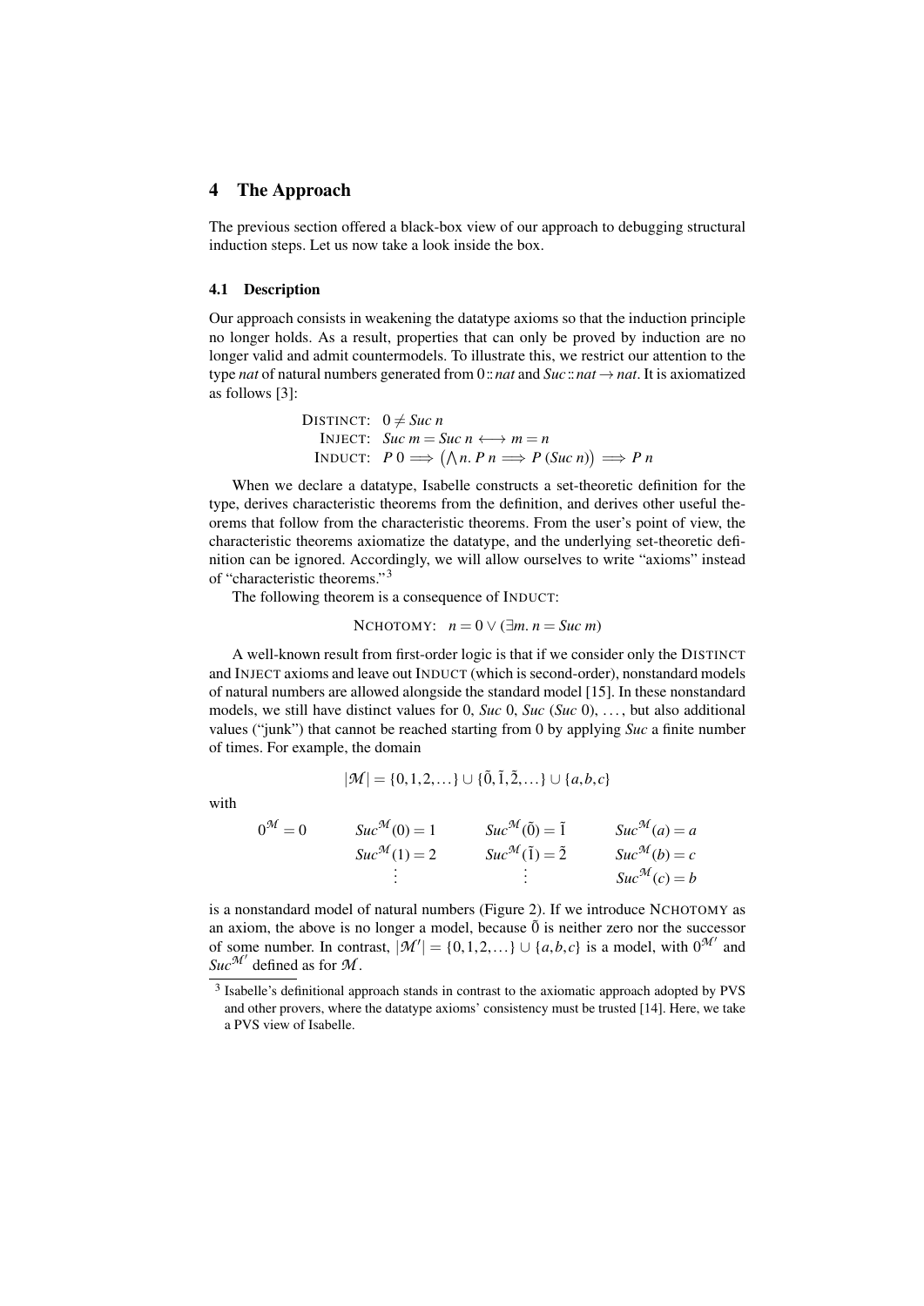## 4 The Approach

The previous section offered a black-box view of our approach to debugging structural induction steps. Let us now take a look inside the box.

### 4.1 Description

Our approach consists in weakening the datatype axioms so that the induction principle no longer holds. As a result, properties that can only be proved by induction are no longer valid and admit countermodels. To illustrate this, we restrict our attention to the type *nat* of natural numbers generated from $0 :: nat$ and $Suc :: nat \rightarrow nat$. It is axiomatized as follows [3]:

$$
\begin{aligned}
\text{DISTINCT:}&\quad 0 \neq Suc\ n \\
\text{INJECT:}&\quad Suc\ m = Suc\ n \longleftrightarrow m = n \\
\text{INDUCT:}&\quad P\ 0 \Longrightarrow \big(\textstyle\bigwedge n.\ P\ n \Longrightarrow P\ (Suc\ n)\big) \Longrightarrow P\ n
\end{aligned}
$$

When we declare a datatype, Isabelle constructs a set-theoretic definition for the type, derives characteristic theorems from the definition, and derives other useful theorems that follow from the characteristic theorems. From the user's point of view, the characteristic theorems axiomatize the datatype, and the underlying set-theoretic definition can be ignored. Accordingly, we will allow ourselves to write "axioms" instead of "characteristic theorems."[3]

The following theorem is a consequence of INDUCT:

$$
\text{NCHOTOMY:}\quad n = 0 \lor (\exists m.\ n = Suc\ m)
$$

A well-known result from first-order logic is that if we consider only the DISTINCT and INJECT axioms and leave out INDUCT (which is second-order), nonstandard models of natural numbers are allowed alongside the standard model [15]. In these nonstandard models, we still have distinct values for 0, *Suc* 0, *Suc* (*Suc* 0), ..., but also additional values ("junk") that cannot be reached starting from 0 by applying *Suc* a finite number of times. For example, the domain

$$
|\mathcal{M}| = \{0, 1, 2, \ldots\} \cup \{\tilde{0}, \tilde{1}, \tilde{2}, \ldots\} \cup \{a, b, c\}
$$

with

$$
\begin{array}{llll}
0^{\mathcal{M}} = 0 & Suc^{\mathcal{M}}(0) = 1 & Suc^{\mathcal{M}}(\tilde{0}) = \tilde{1} & Suc^{\mathcal{M}}(a) = a \\
 & Suc^{\mathcal{M}}(1) = 2 & Suc^{\mathcal{M}}(\tilde{1}) = \tilde{2} & Suc^{\mathcal{M}}(b) = c \\
 & \vdots & \vdots & Suc^{\mathcal{M}}(c) = b
\end{array}
$$

is a nonstandard model of natural numbers (Figure 2). If we introduce NCHOTOMY as an axiom, the above is no longer a model, because $\tilde{0}$ is neither zero nor the successor of some number. In contrast, $|\mathcal{M}'| = \{0, 1, 2, \ldots\} \cup \{a, b, c\}$ is a model, with $0^{\mathcal{M}'}$ and $Suc^{\mathcal{M}'}$ defined as for $\mathcal{M}$.

[3] Isabelle's definitional approach stands in contrast to the axiomatic approach adopted by PVS and other provers, where the datatype axioms' consistency must be trusted [14]. Here, we take a PVS view of Isabelle.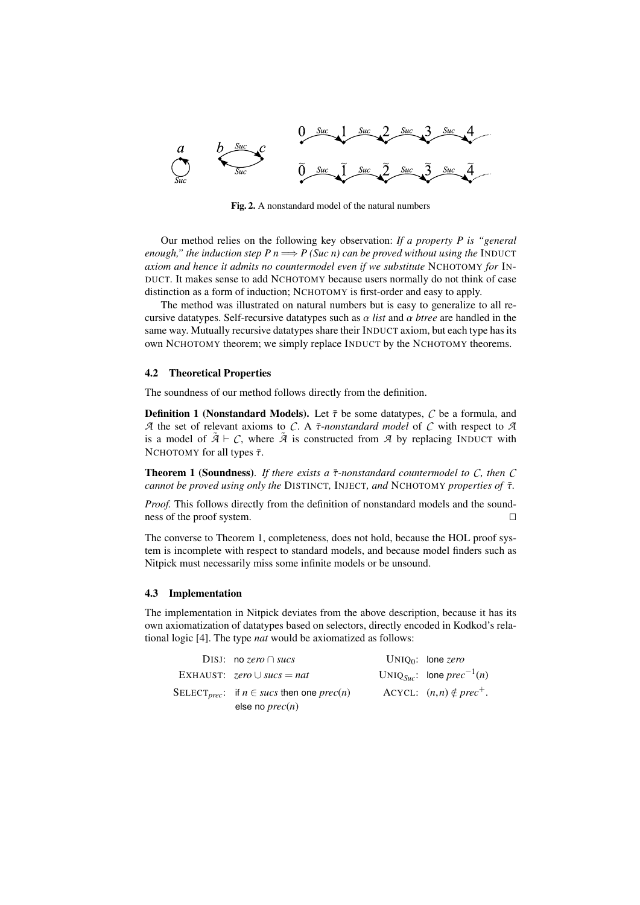**Fig. 2.** A nonstandard model of the natural numbers

Our method relies on the following key observation: *If a property P is "general enough," the induction step $P\ n \Longrightarrow P\ (Suc\ n)$ can be proved without using the* INDUCT *axiom and hence it admits no countermodel even if we substitute* NCHOTOMY *for* INDUCT. It makes sense to add NCHOTOMY because users normally do not think of case distinction as a form of induction; NCHOTOMY is first-order and easy to apply.

The method was illustrated on natural numbers but is easy to generalize to all recursive datatypes. Self-recursive datatypes such as $\alpha$ *list* and $\alpha$ *btree* are handled in the same way. Mutually recursive datatypes share their INDUCT axiom, but each type has its own NCHOTOMY theorem; we simply replace INDUCT by the NCHOTOMY theorems.

### 4.2 Theoretical Properties

The soundness of our method follows directly from the definition.

**Definition 1 (Nonstandard Models).** Let $\bar{\tau}$ be some datatypes, $\mathcal{C}$ be a formula, and $\mathcal{A}$ the set of relevant axioms to $\mathcal{C}$. A $\bar{\tau}$*-nonstandard model* of $\mathcal{C}$ with respect to $\mathcal{A}$ is a model of $\tilde{\mathcal{A}} \vdash \mathcal{C}$, where $\tilde{\mathcal{A}}$ is constructed from $\mathcal{A}$ by replacing INDUCT with NCHOTOMY for all types $\bar{\tau}$.

**Theorem 1 (Soundness)**. *If there exists a $\bar{\tau}$-nonstandard countermodel to $\mathcal{C}$, then $\mathcal{C}$ cannot be proved using only the* DISTINCT*,* INJECT*, and* NCHOTOMY *properties of $\bar{\tau}$.*

*Proof.* This follows directly from the definition of nonstandard models and the soundness of the proof system. $\square$

The converse to Theorem 1, completeness, does not hold, because the HOL proof system is incomplete with respect to standard models, and because model finders such as Nitpick must necessarily miss some infinite models or be unsound.

### 4.3 Implementation

The implementation in Nitpick deviates from the above description, because it has its own axiomatization of datatypes based on selectors, directly encoded in Kodkod's relational logic [4]. The type *nat* would be axiomatized as follows:

DISJ: no $zero \cap sucs$

EXHAUST: $zero \cup sucs = nat$

SELECT$_{prec}$: if $n \in sucs$ then one $prec(n)$ else no $prec(n)$

UNIQ$_0$: lone $zero$

UNIQ$_{Suc}$: lone $prec^{-1}(n)$

ACYCL: $(n, n) \notin prec^{+}$.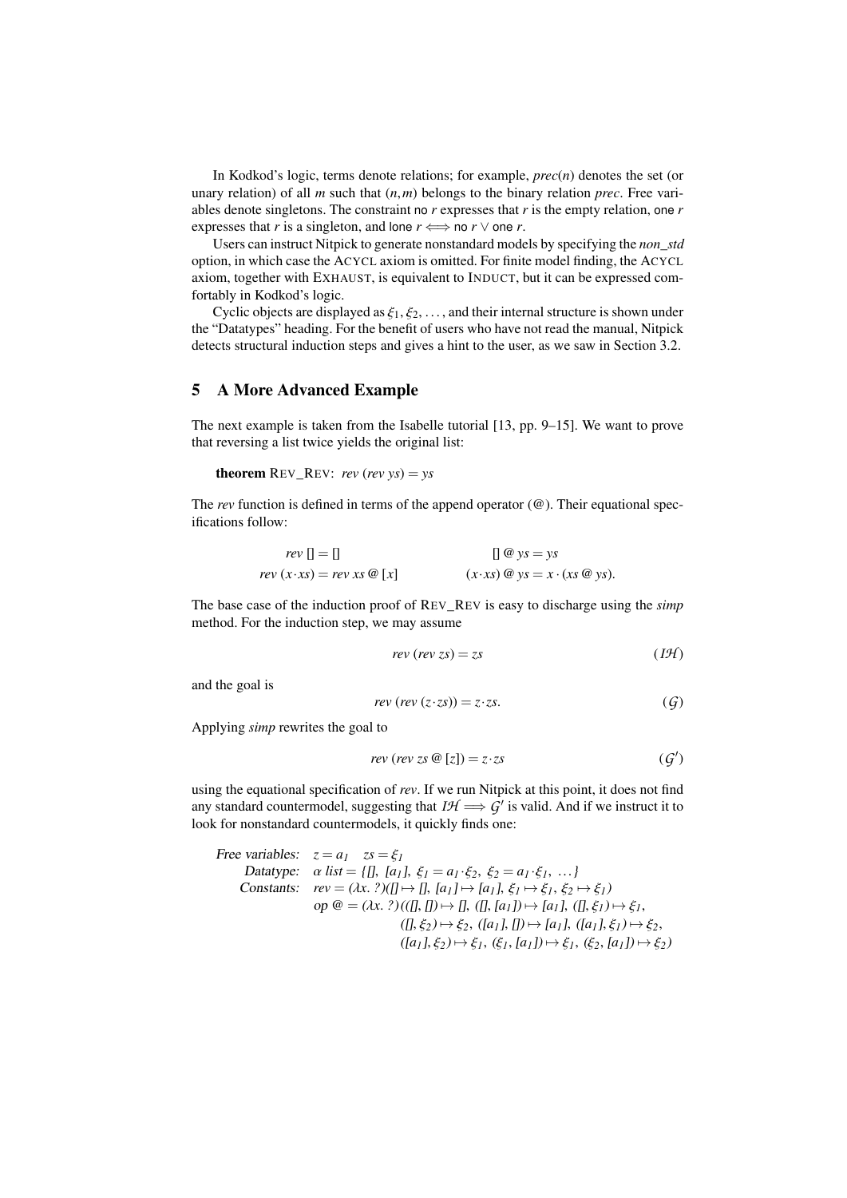In Kodkod's logic, terms denote relations; for example, *prec*($n$) denotes the set (or unary relation) of all $m$ such that $(n,m)$ belongs to the binary relation *prec*. Free variables denote singletons. The constraint no $r$ expresses that $r$ is the empty relation, one $r$ expresses that $r$ is a singleton, and lone $r \iff$ no $r \vee$ one $r$.

Users can instruct Nitpick to generate nonstandard models by specifying the *non_std* option, in which case the ACYCL axiom is omitted. For finite model finding, the ACYCL axiom, together with EXHAUST, is equivalent to INDUCT, but it can be expressed comfortably in Kodkod's logic.

Cyclic objects are displayed as $\xi_1, \xi_2, \ldots$, and their internal structure is shown under the "Datatypes" heading. For the benefit of users who have not read the manual, Nitpick detects structural induction steps and gives a hint to the user, as we saw in Section 3.2.

## 5 A More Advanced Example

The next example is taken from the Isabelle tutorial [13, pp. 9–15]. We want to prove that reversing a list twice yields the original list:

**theorem** REV_REV: *rev* (*rev ys*) = *ys*

The *rev* function is defined in terms of the append operator (@). Their equational specifications follow:

$$rev\ [] = [] \qquad\qquad [] \mathbin{@} ys = ys$$
$$rev\ (x \cdot xs) = rev\ xs \mathbin{@} [x] \qquad\qquad (x \cdot xs) \mathbin{@} ys = x \cdot (xs \mathbin{@} ys).$$

The base case of the induction proof of REV_REV is easy to discharge using the *simp* method. For the induction step, we may assume

$$rev\ (rev\ zs) = zs \qquad (\mathcal{IH})$$

and the goal is

$$rev\ (rev\ (z \cdot zs)) = z \cdot zs. \qquad (\mathcal{G})$$

Applying *simp* rewrites the goal to

$$rev\ (rev\ zs \mathbin{@} [z]) = z \cdot zs \qquad (\mathcal{G}')$$

using the equational specification of *rev*. If we run Nitpick at this point, it does not find any standard countermodel, suggesting that $\mathcal{IH} \Longrightarrow \mathcal{G}'$ is valid. And if we instruct it to look for nonstandard countermodels, it quickly finds one:

Free variables: $z = a_1 \quad zs = \xi_1$

Datatype: $\alpha\ list = \{[],\ [a_1],\ \xi_1 = a_1 \cdot \xi_2,\ \xi_2 = a_1 \cdot \xi_1,\ \ldots\}$

Constants: $rev = (\lambda x.\ ?)([] \mapsto [],\ [a_1] \mapsto [a_1],\ \xi_1 \mapsto \xi_1,\ \xi_2 \mapsto \xi_1)$

$op\ @ = (\lambda x.\ ?)(([], []) \mapsto [],\ ([], [a_1]) \mapsto [a_1],\ ([], \xi_1) \mapsto \xi_1,$
$([], \xi_2) \mapsto \xi_2,\ ([a_1], []) \mapsto [a_1],\ ([a_1], \xi_1) \mapsto \xi_2,$
$([a_1], \xi_2) \mapsto \xi_1,\ (\xi_1, [a_1]) \mapsto \xi_1,\ (\xi_2, [a_1]) \mapsto \xi_2)$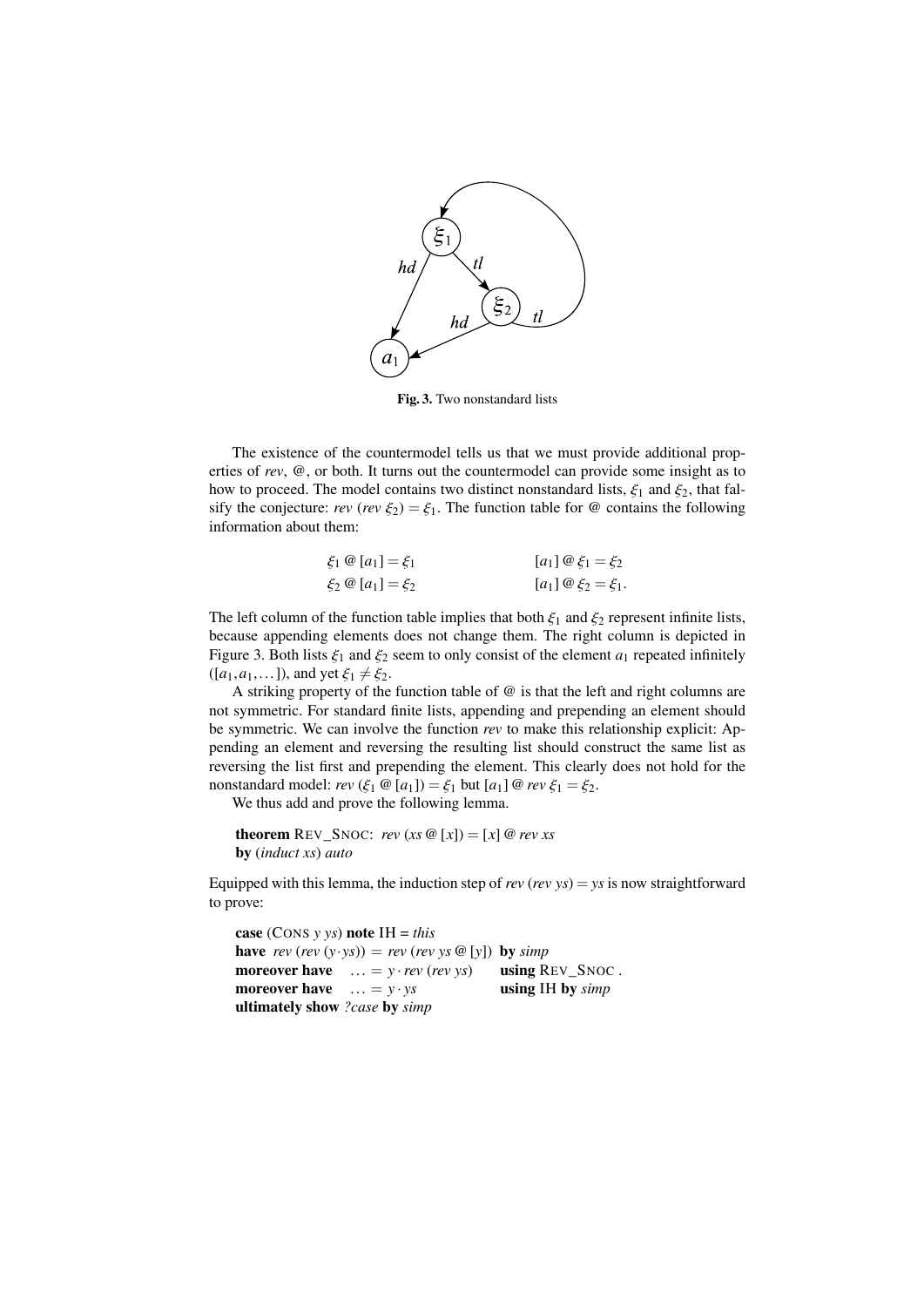**Fig. 3.** Two nonstandard lists

The existence of the countermodel tells us that we must provide additional properties of *rev*, @, or both. It turns out the countermodel can provide some insight as to how to proceed. The model contains two distinct nonstandard lists, $\xi_1$ and $\xi_2$, that falsify the conjecture: $rev\ (rev\ \xi_2) = \xi_1$. The function table for @ contains the following information about them:

$$\xi_1 \mathbin{@} [a_1] = \xi_1 \qquad\qquad [a_1] \mathbin{@} \xi_1 = \xi_2$$
$$\xi_2 \mathbin{@} [a_1] = \xi_2 \qquad\qquad [a_1] \mathbin{@} \xi_2 = \xi_1.$$

The left column of the function table implies that both $\xi_1$ and $\xi_2$ represent infinite lists, because appending elements does not change them. The right column is depicted in Figure 3. Both lists $\xi_1$ and $\xi_2$ seem to only consist of the element $a_1$ repeated infinitely ($[a_1, a_1, \ldots]$), and yet $\xi_1 \neq \xi_2$.

A striking property of the function table of @ is that the left and right columns are not symmetric. For standard finite lists, appending and prepending an element should be symmetric. We can involve the function *rev* to make this relationship explicit: Appending an element and reversing the resulting list should construct the same list as reversing the list first and prepending the element. This clearly does not hold for the nonstandard model: $rev\ (\xi_1 \mathbin{@} [a_1]) = \xi_1$ but $[a_1] \mathbin{@} rev\ \xi_1 = \xi_2$.

We thus add and prove the following lemma.

```
theorem REV_SNOC: rev (xs @ [x]) = [x] @ rev xs
by (induct xs) auto
```

Equipped with this lemma, the induction step of $rev\ (rev\ ys) = ys$ is now straightforward to prove:

```
case (CONS y ys) note IH = this
have rev (rev (y·ys)) = rev (rev ys @ [y])  by simp
moreover have   ... = y · rev (rev ys)      using REV_SNOC .
moreover have   ... = y · ys                using IH by simp
ultimately show ?case by simp
```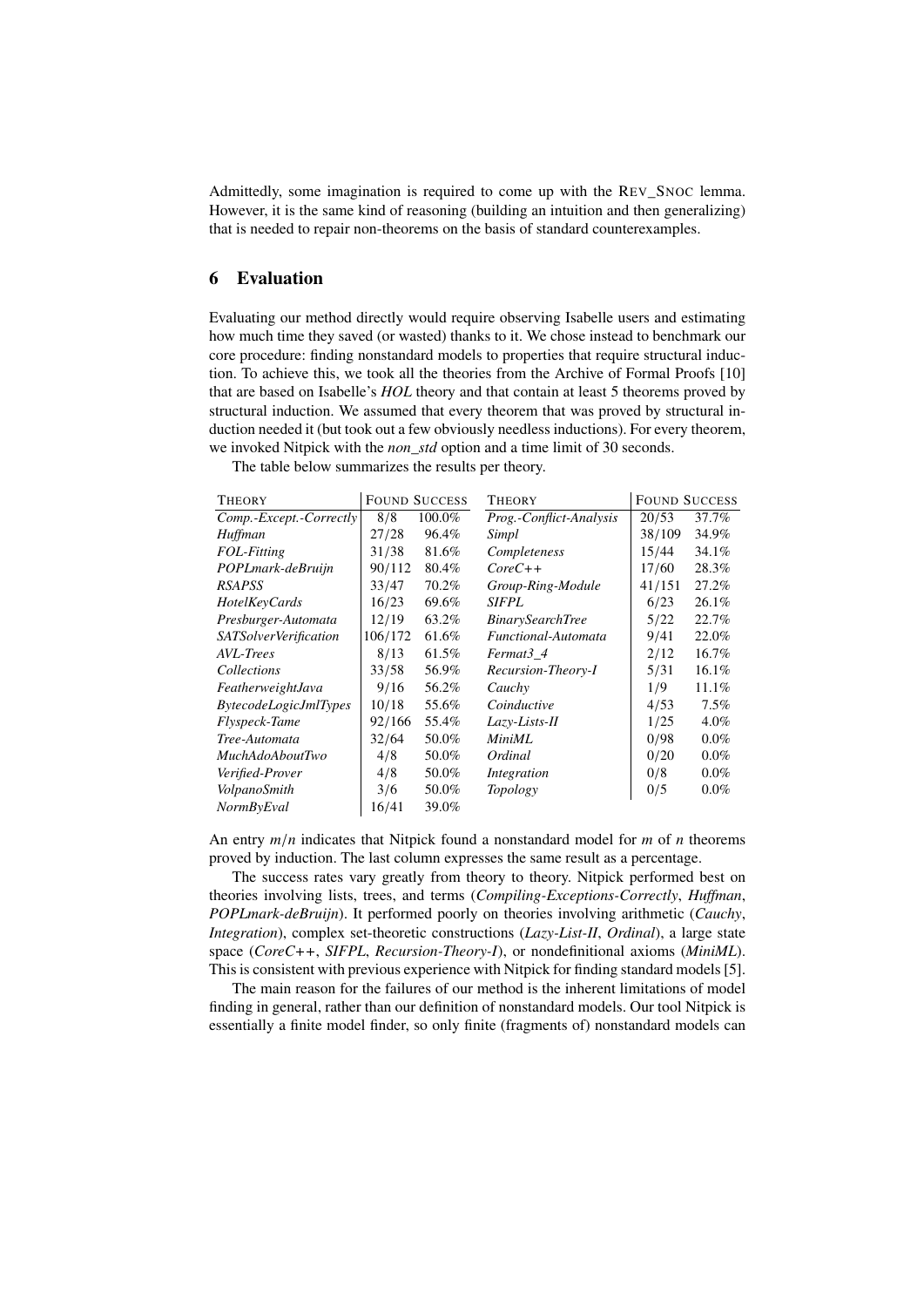Admittedly, some imagination is required to come up with the REV_SNOC lemma. However, it is the same kind of reasoning (building an intuition and then generalizing) that is needed to repair non-theorems on the basis of standard counterexamples.

## 6 Evaluation

Evaluating our method directly would require observing Isabelle users and estimating how much time they saved (or wasted) thanks to it. We chose instead to benchmark our core procedure: finding nonstandard models to properties that require structural induction. To achieve this, we took all the theories from the Archive of Formal Proofs [10] that are based on Isabelle's *HOL* theory and that contain at least 5 theorems proved by structural induction. We assumed that every theorem that was proved by structural induction needed it (but took out a few obviously needless inductions). For every theorem, we invoked Nitpick with the *non_std* option and a time limit of 30 seconds.

The table below summarizes the results per theory.

| THEORY | FOUND | SUCCESS | THEORY | FOUND | SUCCESS |
|---|---|---|---|---|---|
| *Comp.-Except.-Correctly* | 8/8 | 100.0% | *Prog.-Conflict-Analysis* | 20/53 | 37.7% |
| *Huffman* | 27/28 | 96.4% | *Simpl* | 38/109 | 34.9% |
| *FOL-Fitting* | 31/38 | 81.6% | *Completeness* | 15/44 | 34.1% |
| *POPLmark-deBruijn* | 90/112 | 80.4% | *CoreC++* | 17/60 | 28.3% |
| *RSAPSS* | 33/47 | 70.2% | *Group-Ring-Module* | 41/151 | 27.2% |
| *HotelKeyCards* | 16/23 | 69.6% | *SIFPL* | 6/23 | 26.1% |
| *Presburger-Automata* | 12/19 | 63.2% | *BinarySearchTree* | 5/22 | 22.7% |
| *SATSolverVerification* | 106/172 | 61.6% | *Functional-Automata* | 9/41 | 22.0% |
| *AVL-Trees* | 8/13 | 61.5% | *Fermat3_4* | 2/12 | 16.7% |
| *Collections* | 33/58 | 56.9% | *Recursion-Theory-I* | 5/31 | 16.1% |
| *FeatherweightJava* | 9/16 | 56.2% | *Cauchy* | 1/9 | 11.1% |
| *BytecodeLogicJmlTypes* | 10/18 | 55.6% | *Coinductive* | 4/53 | 7.5% |
| *Flyspeck-Tame* | 92/166 | 55.4% | *Lazy-Lists-II* | 1/25 | 4.0% |
| *Tree-Automata* | 32/64 | 50.0% | *MiniML* | 0/98 | 0.0% |
| *MuchAdoAboutTwo* | 4/8 | 50.0% | *Ordinal* | 0/20 | 0.0% |
| *Verified-Prover* | 4/8 | 50.0% | *Integration* | 0/8 | 0.0% |
| *VolpanoSmith* | 3/6 | 50.0% | *Topology* | 0/5 | 0.0% |
| *NormByEval* | 16/41 | 39.0% | | | |

An entry $m/n$ indicates that Nitpick found a nonstandard model for $m$ of $n$ theorems proved by induction. The last column expresses the same result as a percentage.

The success rates vary greatly from theory to theory. Nitpick performed best on theories involving lists, trees, and terms (*Compiling-Exceptions-Correctly*, *Huffman*, *POPLmark-deBruijn*). It performed poorly on theories involving arithmetic (*Cauchy*, *Integration*), complex set-theoretic constructions (*Lazy-List-II*, *Ordinal*), a large state space (*CoreC++*, *SIFPL*, *Recursion-Theory-I*), or nondefinitional axioms (*MiniML*). This is consistent with previous experience with Nitpick for finding standard models [5].

The main reason for the failures of our method is the inherent limitations of model finding in general, rather than our definition of nonstandard models. Our tool Nitpick is essentially a finite model finder, so only finite (fragments of) nonstandard models can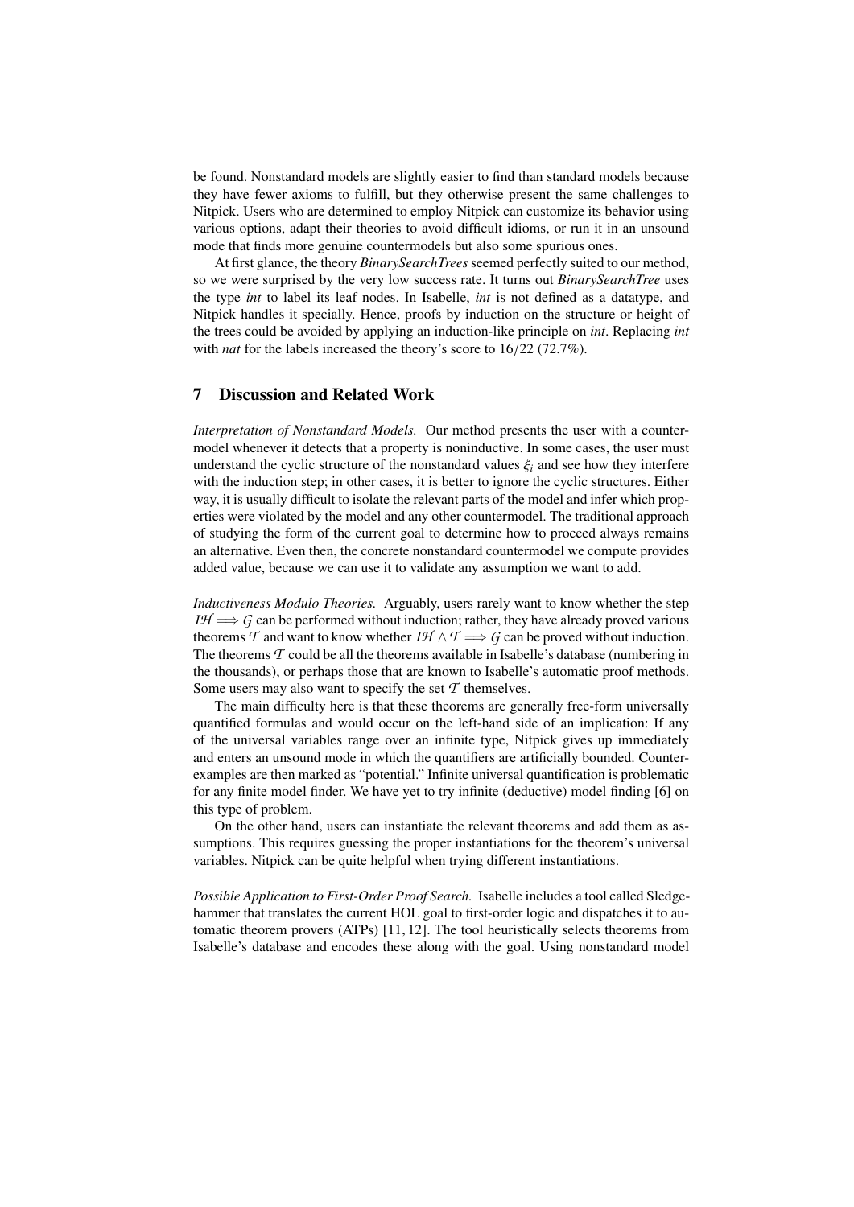be found. Nonstandard models are slightly easier to find than standard models because they have fewer axioms to fulfill, but they otherwise present the same challenges to Nitpick. Users who are determined to employ Nitpick can customize its behavior using various options, adapt their theories to avoid difficult idioms, or run it in an unsound mode that finds more genuine countermodels but also some spurious ones.

At first glance, the theory *BinarySearchTrees* seemed perfectly suited to our method, so we were surprised by the very low success rate. It turns out *BinarySearchTree* uses the type *int* to label its leaf nodes. In Isabelle, *int* is not defined as a datatype, and Nitpick handles it specially. Hence, proofs by induction on the structure or height of the trees could be avoided by applying an induction-like principle on *int*. Replacing *int* with *nat* for the labels increased the theory's score to 16/22 (72.7%).

## 7 Discussion and Related Work

*Interpretation of Nonstandard Models.* Our method presents the user with a countermodel whenever it detects that a property is noninductive. In some cases, the user must understand the cyclic structure of the nonstandard values $\xi_i$ and see how they interfere with the induction step; in other cases, it is better to ignore the cyclic structures. Either way, it is usually difficult to isolate the relevant parts of the model and infer which properties were violated by the model and any other countermodel. The traditional approach of studying the form of the current goal to determine how to proceed always remains an alternative. Even then, the concrete nonstandard countermodel we compute provides added value, because we can use it to validate any assumption we want to add.

*Inductiveness Modulo Theories.* Arguably, users rarely want to know whether the step $\mathcal{IH} \Longrightarrow \mathcal{G}$ can be performed without induction; rather, they have already proved various theorems $\mathcal{T}$ and want to know whether $\mathcal{IH} \wedge \mathcal{T} \Longrightarrow \mathcal{G}$ can be proved without induction. The theorems $\mathcal{T}$ could be all the theorems available in Isabelle's database (numbering in the thousands), or perhaps those that are known to Isabelle's automatic proof methods. Some users may also want to specify the set $\mathcal{T}$ themselves.

The main difficulty here is that these theorems are generally free-form universally quantified formulas and would occur on the left-hand side of an implication: If any of the universal variables range over an infinite type, Nitpick gives up immediately and enters an unsound mode in which the quantifiers are artificially bounded. Counterexamples are then marked as "potential." Infinite universal quantification is problematic for any finite model finder. We have yet to try infinite (deductive) model finding [6] on this type of problem.

On the other hand, users can instantiate the relevant theorems and add them as assumptions. This requires guessing the proper instantiations for the theorem's universal variables. Nitpick can be quite helpful when trying different instantiations.

*Possible Application to First-Order Proof Search.* Isabelle includes a tool called Sledgehammer that translates the current HOL goal to first-order logic and dispatches it to automatic theorem provers (ATPs) [11, 12]. The tool heuristically selects theorems from Isabelle's database and encodes these along with the goal. Using nonstandard model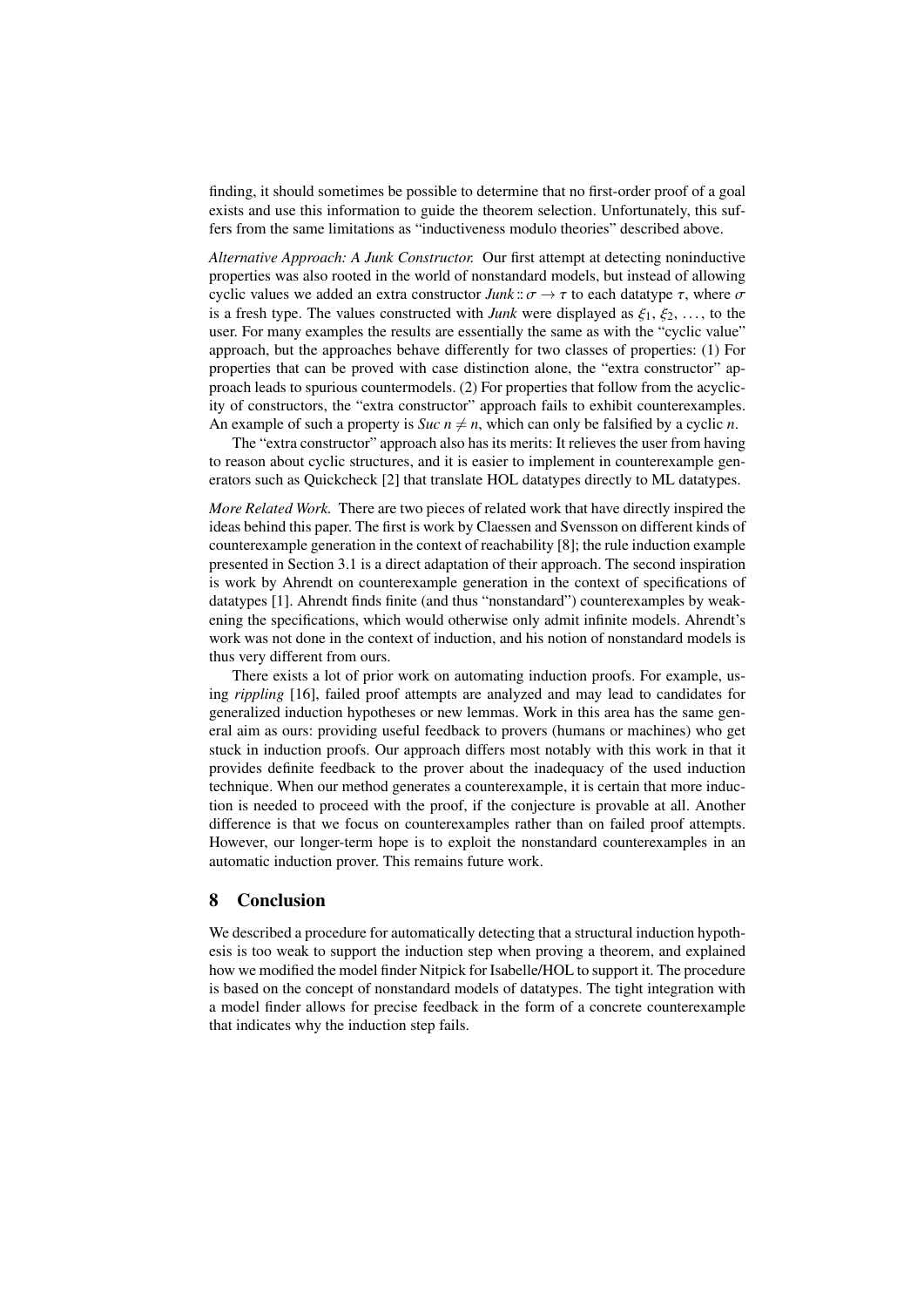finding, it should sometimes be possible to determine that no first-order proof of a goal exists and use this information to guide the theorem selection. Unfortunately, this suffers from the same limitations as "inductiveness modulo theories" described above.

*Alternative Approach: A Junk Constructor.* Our first attempt at detecting noninductive properties was also rooted in the world of nonstandard models, but instead of allowing cyclic values we added an extra constructor $Junk :: \sigma \rightarrow \tau$ to each datatype $\tau$, where $\sigma$ is a fresh type. The values constructed with *Junk* were displayed as $\xi_1, \xi_2, \ldots$, to the user. For many examples the results are essentially the same as with the "cyclic value" approach, but the approaches behave differently for two classes of properties: (1) For properties that can be proved with case distinction alone, the "extra constructor" approach leads to spurious countermodels. (2) For properties that follow from the acyclicity of constructors, the "extra constructor" approach fails to exhibit counterexamples. An example of such a property is $Suc\ n \neq n$, which can only be falsified by a cyclic $n$.

The "extra constructor" approach also has its merits: It relieves the user from having to reason about cyclic structures, and it is easier to implement in counterexample generators such as Quickcheck [2] that translate HOL datatypes directly to ML datatypes.

*More Related Work.* There are two pieces of related work that have directly inspired the ideas behind this paper. The first is work by Claessen and Svensson on different kinds of counterexample generation in the context of reachability [8]; the rule induction example presented in Section 3.1 is a direct adaptation of their approach. The second inspiration is work by Ahrendt on counterexample generation in the context of specifications of datatypes [1]. Ahrendt finds finite (and thus "nonstandard") counterexamples by weakening the specifications, which would otherwise only admit infinite models. Ahrendt's work was not done in the context of induction, and his notion of nonstandard models is thus very different from ours.

There exists a lot of prior work on automating induction proofs. For example, using *rippling* [16], failed proof attempts are analyzed and may lead to candidates for generalized induction hypotheses or new lemmas. Work in this area has the same general aim as ours: providing useful feedback to provers (humans or machines) who get stuck in induction proofs. Our approach differs most notably with this work in that it provides definite feedback to the prover about the inadequacy of the used induction technique. When our method generates a counterexample, it is certain that more induction is needed to proceed with the proof, if the conjecture is provable at all. Another difference is that we focus on counterexamples rather than on failed proof attempts. However, our longer-term hope is to exploit the nonstandard counterexamples in an automatic induction prover. This remains future work.

## 8 Conclusion

We described a procedure for automatically detecting that a structural induction hypothesis is too weak to support the induction step when proving a theorem, and explained how we modified the model finder Nitpick for Isabelle/HOL to support it. The procedure is based on the concept of nonstandard models of datatypes. The tight integration with a model finder allows for precise feedback in the form of a concrete counterexample that indicates why the induction step fails.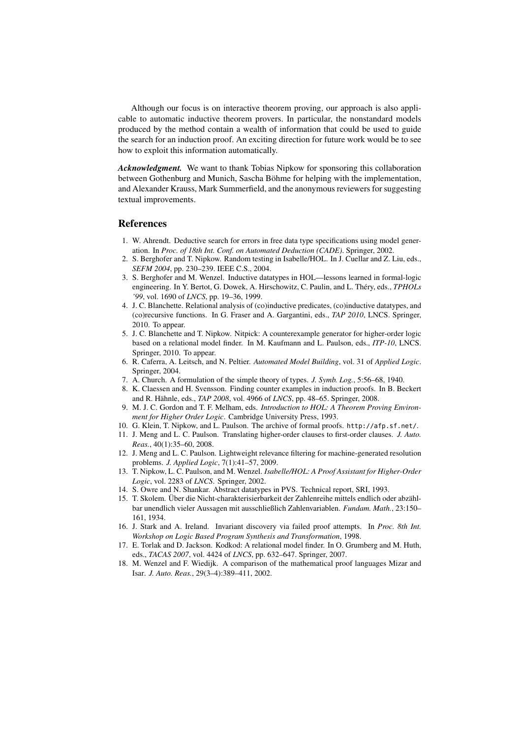Although our focus is on interactive theorem proving, our approach is also applicable to automatic inductive theorem provers. In particular, the nonstandard models produced by the method contain a wealth of information that could be used to guide the search for an induction proof. An exciting direction for future work would be to see how to exploit this information automatically.

***Acknowledgment.*** We want to thank Tobias Nipkow for sponsoring this collaboration between Gothenburg and Munich, Sascha Böhme for helping with the implementation, and Alexander Krauss, Mark Summerfield, and the anonymous reviewers for suggesting textual improvements.

## References

1. W. Ahrendt. Deductive search for errors in free data type specifications using model generation. In *Proc. of 18th Int. Conf. on Automated Deduction (CADE)*. Springer, 2002.
2. S. Berghofer and T. Nipkow. Random testing in Isabelle/HOL. In J. Cuellar and Z. Liu, eds., *SEFM 2004*, pp. 230–239. IEEE C.S., 2004.
3. S. Berghofer and M. Wenzel. Inductive datatypes in HOL—lessons learned in formal-logic engineering. In Y. Bertot, G. Dowek, A. Hirschowitz, C. Paulin, and L. Théry, eds., *TPHOLs '99*, vol. 1690 of *LNCS*, pp. 19–36, 1999.
4. J. C. Blanchette. Relational analysis of (co)inductive predicates, (co)inductive datatypes, and (co)recursive functions. In G. Fraser and A. Gargantini, eds., *TAP 2010*, LNCS. Springer, 2010. To appear.
5. J. C. Blanchette and T. Nipkow. Nitpick: A counterexample generator for higher-order logic based on a relational model finder. In M. Kaufmann and L. Paulson, eds., *ITP-10*, LNCS. Springer, 2010. To appear.
6. R. Caferra, A. Leitsch, and N. Peltier. *Automated Model Building*, vol. 31 of *Applied Logic*. Springer, 2004.
7. A. Church. A formulation of the simple theory of types. *J. Symb. Log.*, 5:56–68, 1940.
8. K. Claessen and H. Svensson. Finding counter examples in induction proofs. In B. Beckert and R. Hähnle, eds., *TAP 2008*, vol. 4966 of *LNCS*, pp. 48–65. Springer, 2008.
9. M. J. C. Gordon and T. F. Melham, eds. *Introduction to HOL: A Theorem Proving Environment for Higher Order Logic*. Cambridge University Press, 1993.
10. G. Klein, T. Nipkow, and L. Paulson. The archive of formal proofs. `http://afp.sf.net/`.
11. J. Meng and L. C. Paulson. Translating higher-order clauses to first-order clauses. *J. Auto. Reas.*, 40(1):35–60, 2008.
12. J. Meng and L. C. Paulson. Lightweight relevance filtering for machine-generated resolution problems. *J. Applied Logic*, 7(1):41–57, 2009.
13. T. Nipkow, L. C. Paulson, and M. Wenzel. *Isabelle/HOL: A Proof Assistant for Higher-Order Logic*, vol. 2283 of *LNCS*. Springer, 2002.
14. S. Owre and N. Shankar. Abstract datatypes in PVS. Technical report, SRI, 1993.
15. T. Skolem. Über die Nicht-charakterisierbarkeit der Zahlenreihe mittels endlich oder abzählbar unendlich vieler Aussagen mit ausschließlich Zahlenvariablen. *Fundam. Math.*, 23:150–161, 1934.
16. J. Stark and A. Ireland. Invariant discovery via failed proof attempts. In *Proc. 8th Int. Workshop on Logic Based Program Synthesis and Transformation*, 1998.
17. E. Torlak and D. Jackson. Kodkod: A relational model finder. In O. Grumberg and M. Huth, eds., *TACAS 2007*, vol. 4424 of *LNCS*, pp. 632–647. Springer, 2007.
18. M. Wenzel and F. Wiedijk. A comparison of the mathematical proof languages Mizar and Isar. *J. Auto. Reas.*, 29(3–4):389–411, 2002.